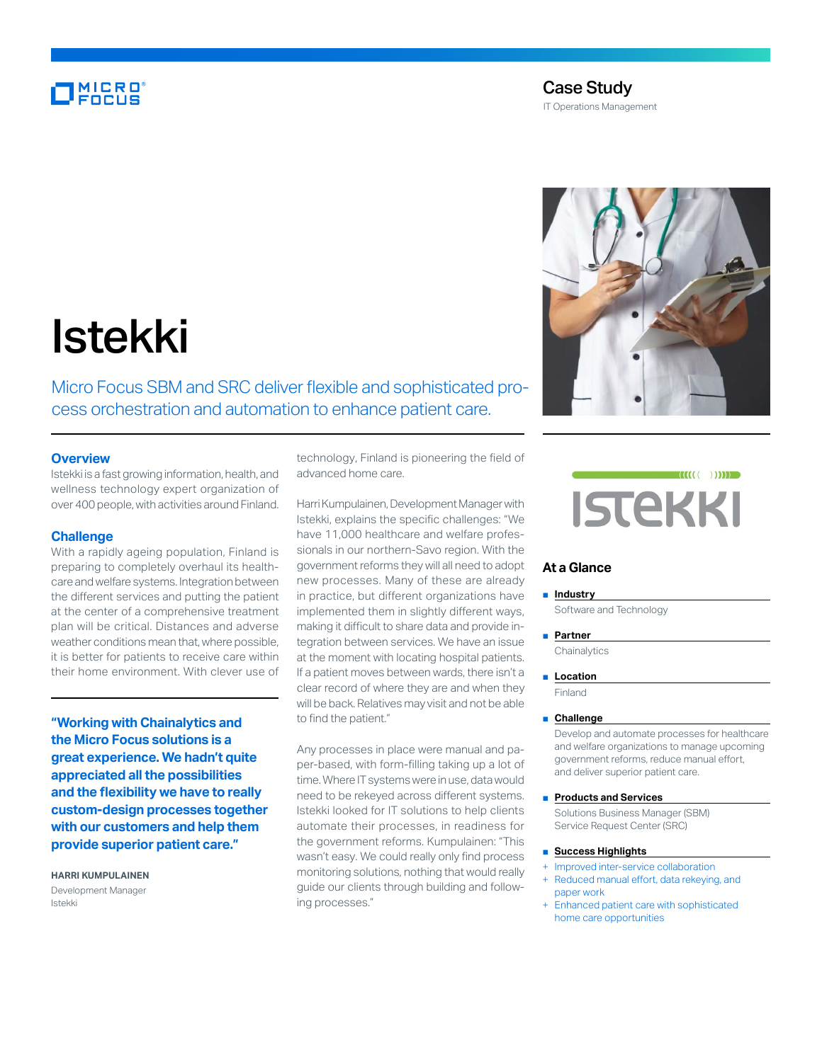Case Study

IT Operations Management

# Istekki

Micro Focus SBM and SRC deliver flexible and sophisticated process orchestration and automation to enhance patient care.

## Overview

Istekki is a fast growing information, health, and wellness technology expert organization of over 400 people, with activities around Finland.

## Challenge

With a rapidly ageing population, Finland is preparing to completely overhaul its healthcare and welfare systems. Integration between the different services and putting the patient at the center of a comprehensive treatment plan will be critical. Distances and adverse weather conditions mean that, where possible, it is better for patients to receive care within their home environment. With clever use of technology, Finland is pioneering the field of advanced home care.

**"Working with Chainalytics and the Micro Focus solutions is a great experience. We hadn't quite appreciated all the possibilities and the flexibility we have to really custom-design processes together with our customers and help them provide superior patient care."**

**HARRI KUMPULAINEN**
Development Manager
Istekki

Harri Kumpulainen, Development Manager with Istekki, explains the specific challenges: "We have 11,000 healthcare and welfare professionals in our northern-Savo region. With the government reforms they will all need to adopt new processes. Many of these are already in practice, but different organizations have implemented them in slightly different ways, making it difficult to share data and provide integration between services. We have an issue at the moment with locating hospital patients. If a patient moves between wards, there isn't a clear record of where they are and when they will be back. Relatives may visit and not be able to find the patient."

Any processes in place were manual and paper-based, with form-filling taking up a lot of time. Where IT systems were in use, data would need to be rekeyed across different systems. Istekki looked for IT solutions to help clients automate their processes, in readiness for the government reforms. Kumpulainen: "This wasn't easy. We could really only find process monitoring solutions, nothing that would really guide our clients through building and following processes."

### At a Glance

- **Industry**
  Software and Technology
- **Partner**
  Chainalytics
- **Location**
  Finland
- **Challenge**
  Develop and automate processes for healthcare and welfare organizations to manage upcoming government reforms, reduce manual effort, and deliver superior patient care.
- **Products and Services**
  Solutions Business Manager (SBM)
  Service Request Center (SRC)
- **Success Highlights**
  + Improved inter-service collaboration
  + Reduced manual effort, data rekeying, and paper work
  + Enhanced patient care with sophisticated home care opportunities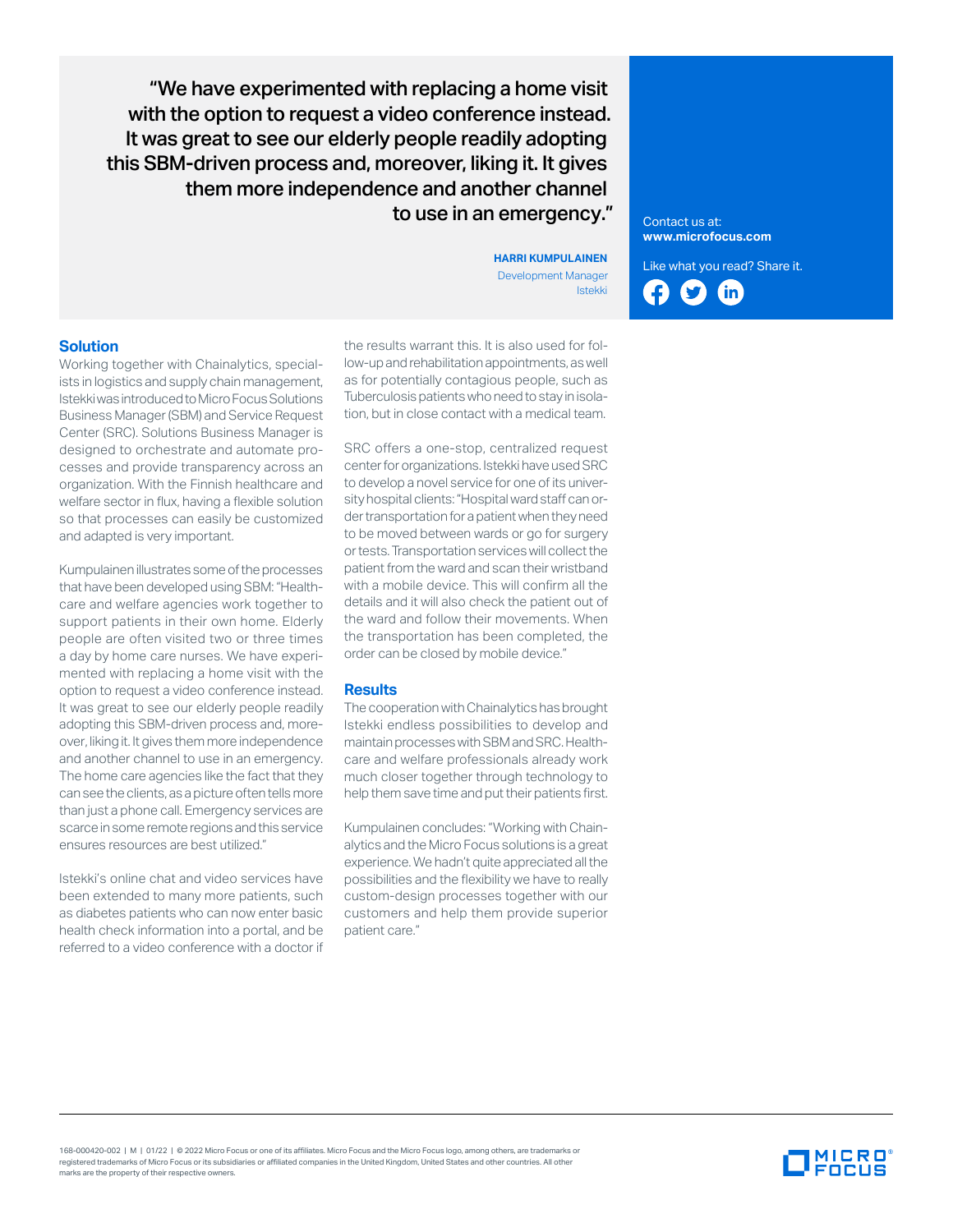> "We have experimented with replacing a home visit with the option to request a video conference instead. It was great to see our elderly people readily adopting this SBM-driven process and, moreover, liking it. It gives them more independence and another channel to use in an emergency."
>
> **HARRI KUMPULAINEN**
> Development Manager
> Istekki

Contact us at:
**www.microfocus.com**

Like what you read? Share it.

## Solution

Working together with Chainalytics, specialists in logistics and supply chain management, Istekki was introduced to Micro Focus Solutions Business Manager (SBM) and Service Request Center (SRC). Solutions Business Manager is designed to orchestrate and automate processes and provide transparency across an organization. With the Finnish healthcare and welfare sector in flux, having a flexible solution so that processes can easily be customized and adapted is very important.

Kumpulainen illustrates some of the processes that have been developed using SBM: "Healthcare and welfare agencies work together to support patients in their own home. Elderly people are often visited two or three times a day by home care nurses. We have experimented with replacing a home visit with the option to request a video conference instead. It was great to see our elderly people readily adopting this SBM-driven process and, moreover, liking it. It gives them more independence and another channel to use in an emergency. The home care agencies like the fact that they can see the clients, as a picture often tells more than just a phone call. Emergency services are scarce in some remote regions and this service ensures resources are best utilized."

Istekki's online chat and video services have been extended to many more patients, such as diabetes patients who can now enter basic health check information into a portal, and be referred to a video conference with a doctor if the results warrant this. It is also used for follow-up and rehabilitation appointments, as well as for potentially contagious people, such as Tuberculosis patients who need to stay in isolation, but in close contact with a medical team.

SRC offers a one-stop, centralized request center for organizations. Istekki have used SRC to develop a novel service for one of its university hospital clients: "Hospital ward staff can order transportation for a patient when they need to be moved between wards or go for surgery or tests. Transportation services will collect the patient from the ward and scan their wristband with a mobile device. This will confirm all the details and it will also check the patient out of the ward and follow their movements. When the transportation has been completed, the order can be closed by mobile device."

## Results

The cooperation with Chainalytics has brought Istekki endless possibilities to develop and maintain processes with SBM and SRC. Healthcare and welfare professionals already work much closer together through technology to help them save time and put their patients first.

Kumpulainen concludes: "Working with Chainalytics and the Micro Focus solutions is a great experience. We hadn't quite appreciated all the possibilities and the flexibility we have to really custom-design processes together with our customers and help them provide superior patient care."

168-000420-002 | M | 01/22 | © 2022 Micro Focus or one of its affiliates. Micro Focus and the Micro Focus logo, among others, are trademarks or registered trademarks of Micro Focus or its subsidiaries or affiliated companies in the United Kingdom, United States and other countries. All other marks are the property of their respective owners.